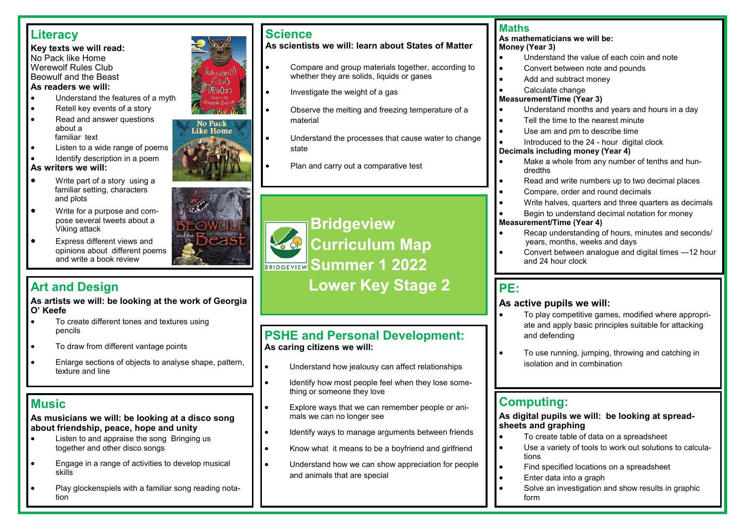# Bridgeview Curriculum Map Summer 1 2022 Lower Key Stage 2

## Literacy

**Key texts we will read:**
No Pack like Home
Werewolf Rules Club
Beowulf and the Beast

**As readers we will:**

- Understand the features of a myth
- Retell key events of a story
- Read and answer questions about a familiar text
- Listen to a wide range of poems
- Identify description in a poem

**As writers we will:**

- Write part of a story using a familiar setting, characters and plots
- Write for a purpose and compose several tweets about a Viking attack
- Express different views and opinions about different poems and write a book review

## Art and Design

**As artists we will: be looking at the work of Georgia O' Keefe**

- To create different tones and textures using pencils
- To draw from different vantage points
- Enlarge sections of objects to analyse shape, pattern, texture and line

## Music

**As musicians we will: be looking at a disco song about friendship, peace, hope and unity**

- Listen to and appraise the song Bringing us together and other disco songs
- Engage in a range of activities to develop musical skills
- Play glockenspiels with a familiar song reading notation

## Science

**As scientists we will: learn about States of Matter**

- Compare and group materials together, according to whether they are solids, liquids or gases
- Investigate the weight of a gas
- Observe the melting and freezing temperature of a material
- Understand the processes that cause water to change state
- Plan and carry out a comparative test

## PSHE and Personal Development:

**As caring citizens we will:**

- Understand how jealousy can affect relationships
- Identify how most people feel when they lose something or someone they love
- Explore ways that we can remember people or animals we can no longer see
- Identify ways to manage arguments between friends
- Know what it means to be a boyfriend and girlfriend
- Understand how we can show appreciation for people and animals that are special

## Maths

**As mathematicians we will be:**

**Money (Year 3)**

- Understand the value of each coin and note
- Convert between note and pounds
- Add and subtract money
- Calculate change

**Measurement/Time (Year 3)**

- Understand months and years and hours in a day
- Tell the time to the nearest minute
- Use am and pm to describe time
- Introduced to the 24 - hour digital clock

**Decimals including money (Year 4)**

- Make a whole from any number of tenths and hundredths
- Read and write numbers up to two decimal places
- Compare, order and round decimals
- Write halves, quarters and three quarters as decimals
- Begin to understand decimal notation for money

**Measurement/Time (Year 4)**

- Recap understanding of hours, minutes and seconds/ years, months, weeks and days
- Convert between analogue and digital times —12 hour and 24 hour clock

## PE:

**As active pupils we will:**

- To play competitive games, modified where appropriate and apply basic principles suitable for attacking and defending
- To use running, jumping, throwing and catching in isolation and in combination

## Computing:

**As digital pupils we will: be looking at spreadsheets and graphing**

- To create table of data on a spreadsheet
- Use a variety of tools to work out solutions to calculations
- Find specified locations on a spreadsheet
- Enter data into a graph
- Solve an investigation and show results in graphic form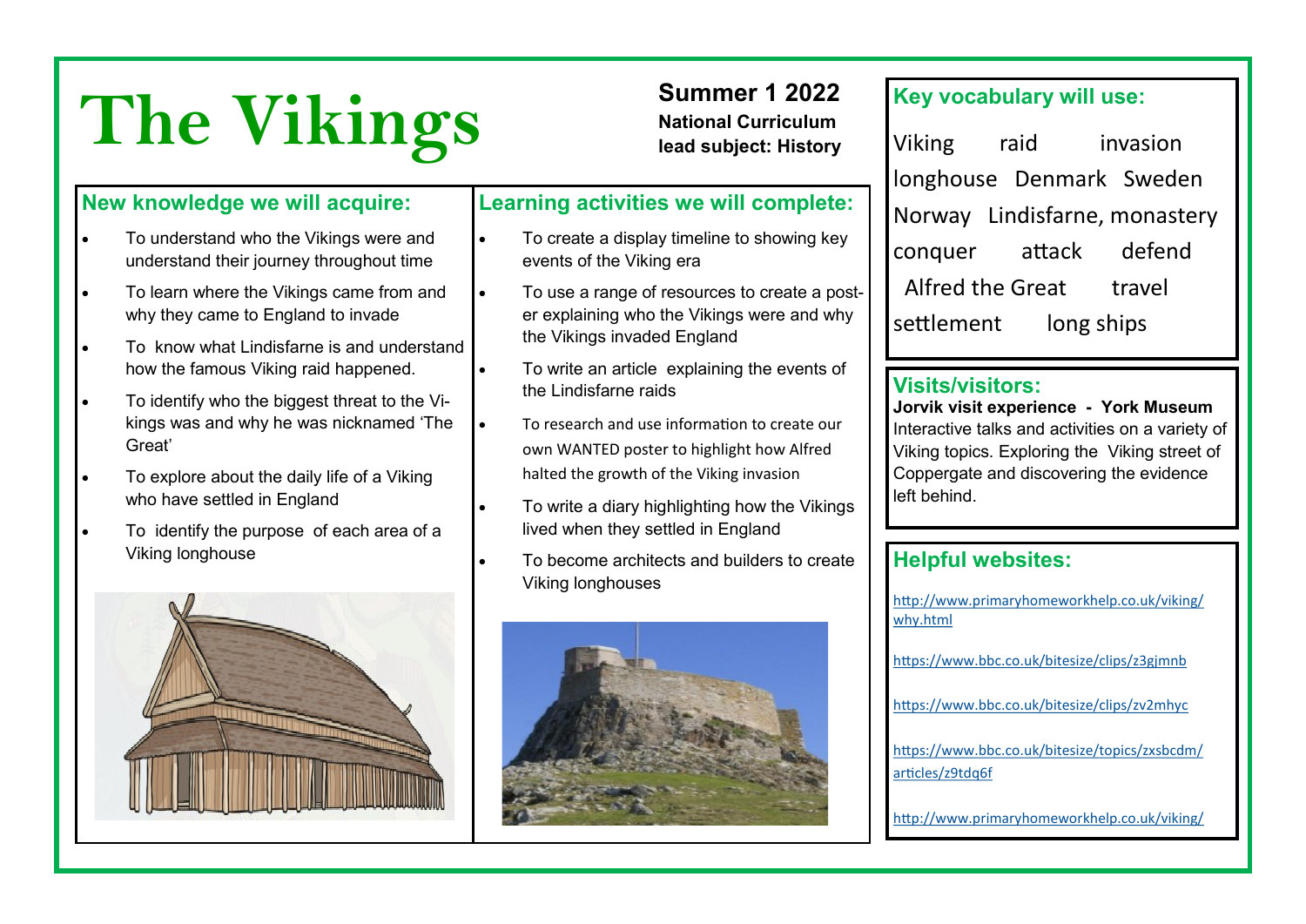# The Vikings

**Summer 1 2022**
**National Curriculum lead subject: History**

## New knowledge we will acquire:

- To understand who the Vikings were and understand their journey throughout time
- To learn where the Vikings came from and why they came to England to invade
- To know what Lindisfarne is and understand how the famous Viking raid happened.
- To identify who the biggest threat to the Vikings was and why he was nicknamed 'The Great'
- To explore about the daily life of a Viking who have settled in England
- To identify the purpose of each area of a Viking longhouse

## Learning activities we will complete:

- To create a display timeline to showing key events of the Viking era
- To use a range of resources to create a poster explaining who the Vikings were and why the Vikings invaded England
- To write an article explaining the events of the Lindisfarne raids
- To research and use information to create our own WANTED poster to highlight how Alfred halted the growth of the Viking invasion
- To write a diary highlighting how the Vikings lived when they settled in England
- To become architects and builders to create Viking longhouses

## Key vocabulary will use:

Viking raid invasion
longhouse Denmark Sweden
Norway Lindisfarne, monastery
conquer attack defend
Alfred the Great travel
settlement long ships

## Visits/visitors:

**Jorvik visit experience - York Museum**
Interactive talks and activities on a variety of Viking topics. Exploring the Viking street of Coppergate and discovering the evidence left behind.

## Helpful websites:

http://www.primaryhomeworkhelp.co.uk/viking/why.html

https://www.bbc.co.uk/bitesize/clips/z3gjmnb

https://www.bbc.co.uk/bitesize/clips/zv2mhyc

https://www.bbc.co.uk/bitesize/topics/zxsbcdm/articles/z9tdq6f

http://www.primaryhomeworkhelp.co.uk/viking/